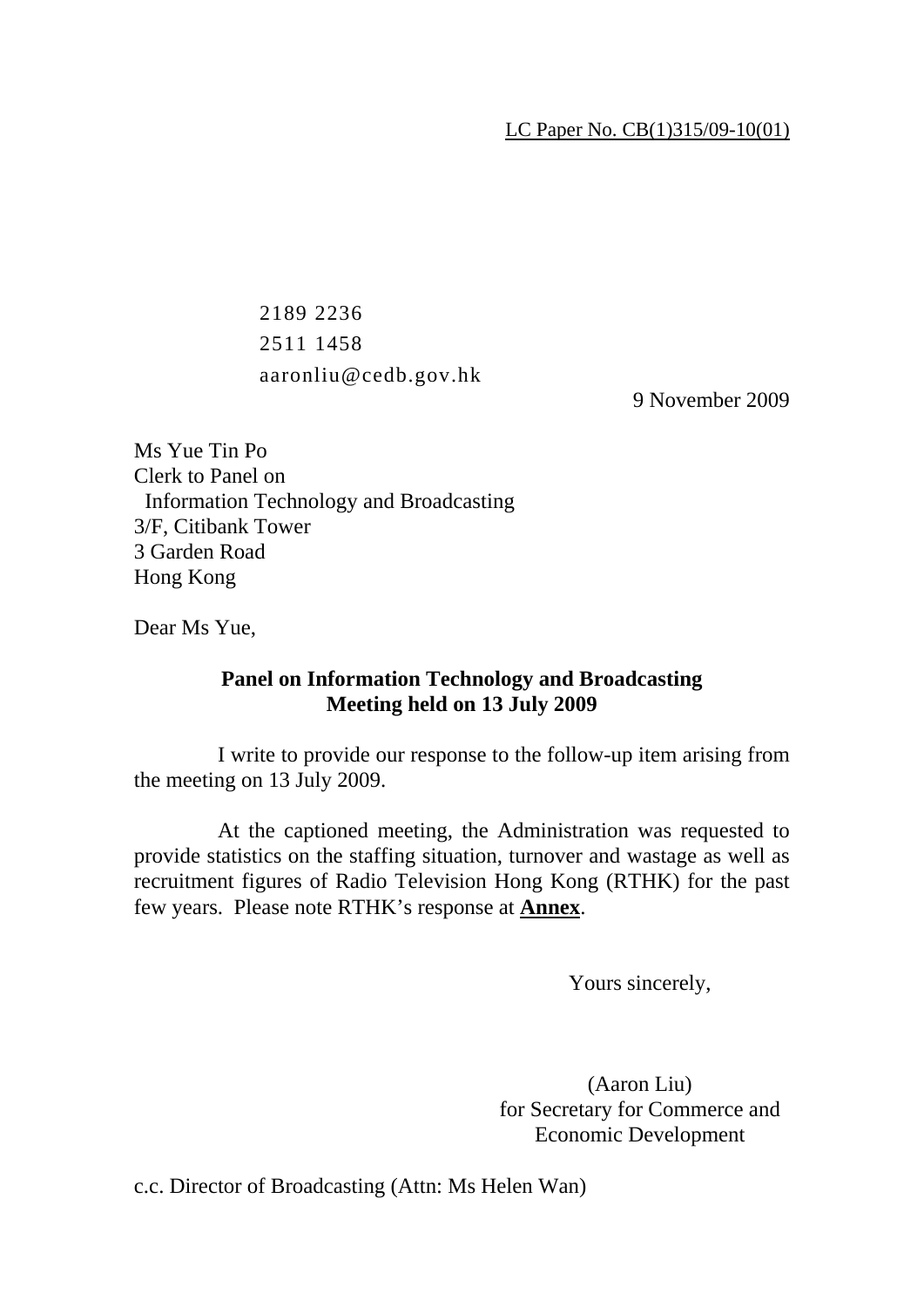LC Paper No. CB(1)315/09-10(01)

2189 2236

2511 1458

aaronliu@cedb.gov.hk

9 November 2009

Ms Yue Tin Po
Clerk to Panel on
Information Technology and Broadcasting
3/F, Citibank Tower
3 Garden Road
Hong Kong

Dear Ms Yue,

**Panel on Information Technology and Broadcasting**
**Meeting held on 13 July 2009**

I write to provide our response to the follow-up item arising from the meeting on 13 July 2009.

At the captioned meeting, the Administration was requested to provide statistics on the staffing situation, turnover and wastage as well as recruitment figures of Radio Television Hong Kong (RTHK) for the past few years. Please note RTHK's response at **Annex**.

Yours sincerely,

(Aaron Liu)
for Secretary for Commerce and
Economic Development

c.c. Director of Broadcasting (Attn: Ms Helen Wan)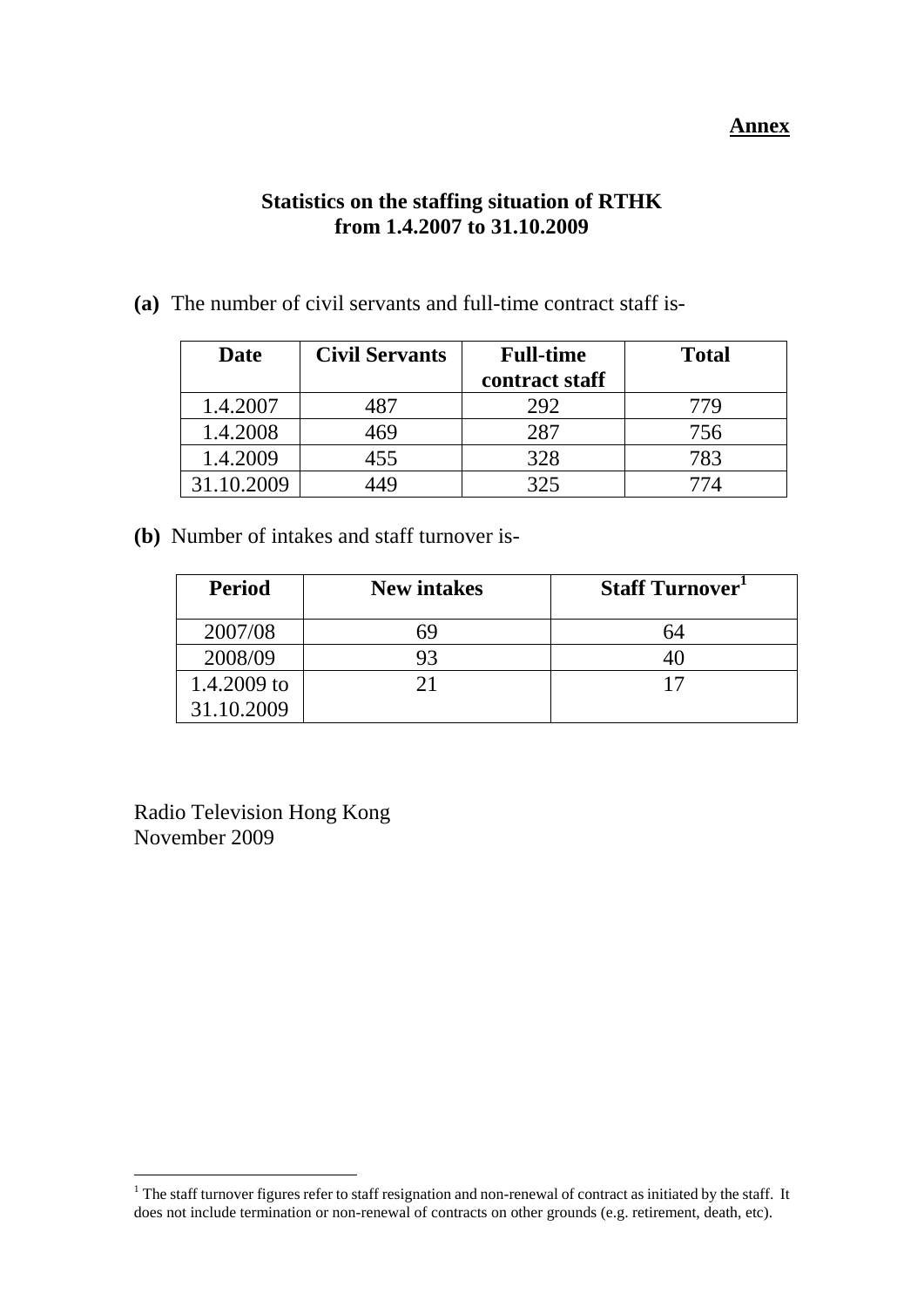**Annex**

## Statistics on the staffing situation of RTHK from 1.4.2007 to 31.10.2009

**(a)** The number of civil servants and full-time contract staff is-

| Date | Civil Servants | Full-time contract staff | Total |
|---|---|---|---|
| 1.4.2007 | 487 | 292 | 779 |
| 1.4.2008 | 469 | 287 | 756 |
| 1.4.2009 | 455 | 328 | 783 |
| 31.10.2009 | 449 | 325 | 774 |

**(b)** Number of intakes and staff turnover is-

| Period | New intakes | Staff Turnover[1] |
|---|---|---|
| 2007/08 | 69 | 64 |
| 2008/09 | 93 | 40 |
| 1.4.2009 to 31.10.2009 | 21 | 17 |

Radio Television Hong Kong
November 2009

[1] The staff turnover figures refer to staff resignation and non-renewal of contract as initiated by the staff. It does not include termination or non-renewal of contracts on other grounds (e.g. retirement, death, etc).